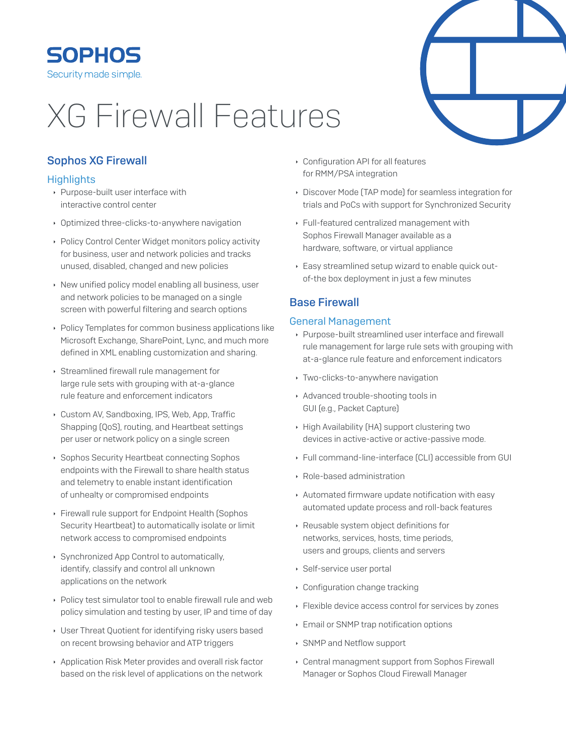**SOPHOS**

Security made simple.

# XG Firewall Features

## Sophos XG Firewall

### Highlights

- Purpose-built user interface with interactive control center
- Optimized three-clicks-to-anywhere navigation
- Policy Control Center Widget monitors policy activity for business, user and network policies and tracks unused, disabled, changed and new policies
- New unified policy model enabling all business, user and network policies to be managed on a single screen with powerful filtering and search options
- Policy Templates for common business applications like Microsoft Exchange, SharePoint, Lync, and much more defined in XML enabling customization and sharing.
- Streamlined firewall rule management for large rule sets with grouping with at-a-glance rule feature and enforcement indicators
- Custom AV, Sandboxing, IPS, Web, App, Traffic Shapping (QoS), routing, and Heartbeat settings per user or network policy on a single screen
- Sophos Security Heartbeat connecting Sophos endpoints with the Firewall to share health status and telemetry to enable instant identification of unhealty or compromised endpoints
- Firewall rule support for Endpoint Health (Sophos Security Heartbeat) to automatically isolate or limit network access to compromised endpoints
- Synchronized App Control to automatically, identify, classify and control all unknown applications on the network
- Policy test simulator tool to enable firewall rule and web policy simulation and testing by user, IP and time of day
- User Threat Quotient for identifying risky users based on recent browsing behavior and ATP triggers
- Application Risk Meter provides and overall risk factor based on the risk level of applications on the network
- Configuration API for all features for RMM/PSA integration
- Discover Mode (TAP mode) for seamless integration for trials and PoCs with support for Synchronized Security
- Full-featured centralized management with Sophos Firewall Manager available as a hardware, software, or virtual appliance
- Easy streamlined setup wizard to enable quick out-of-the box deployment in just a few minutes

## Base Firewall

### General Management

- Purpose-built streamlined user interface and firewall rule management for large rule sets with grouping with at-a-glance rule feature and enforcement indicators
- Two-clicks-to-anywhere navigation
- Advanced trouble-shooting tools in GUI (e.g., Packet Capture)
- High Availability (HA) support clustering two devices in active-active or active-passive mode.
- Full command-line-interface (CLI) accessible from GUI
- Role-based administration
- Automated firmware update notification with easy automated update process and roll-back features
- Reusable system object definitions for networks, services, hosts, time periods, users and groups, clients and servers
- Self-service user portal
- Configuration change tracking
- Flexible device access control for services by zones
- Email or SNMP trap notification options
- SNMP and Netflow support
- Central managment support from Sophos Firewall Manager or Sophos Cloud Firewall Manager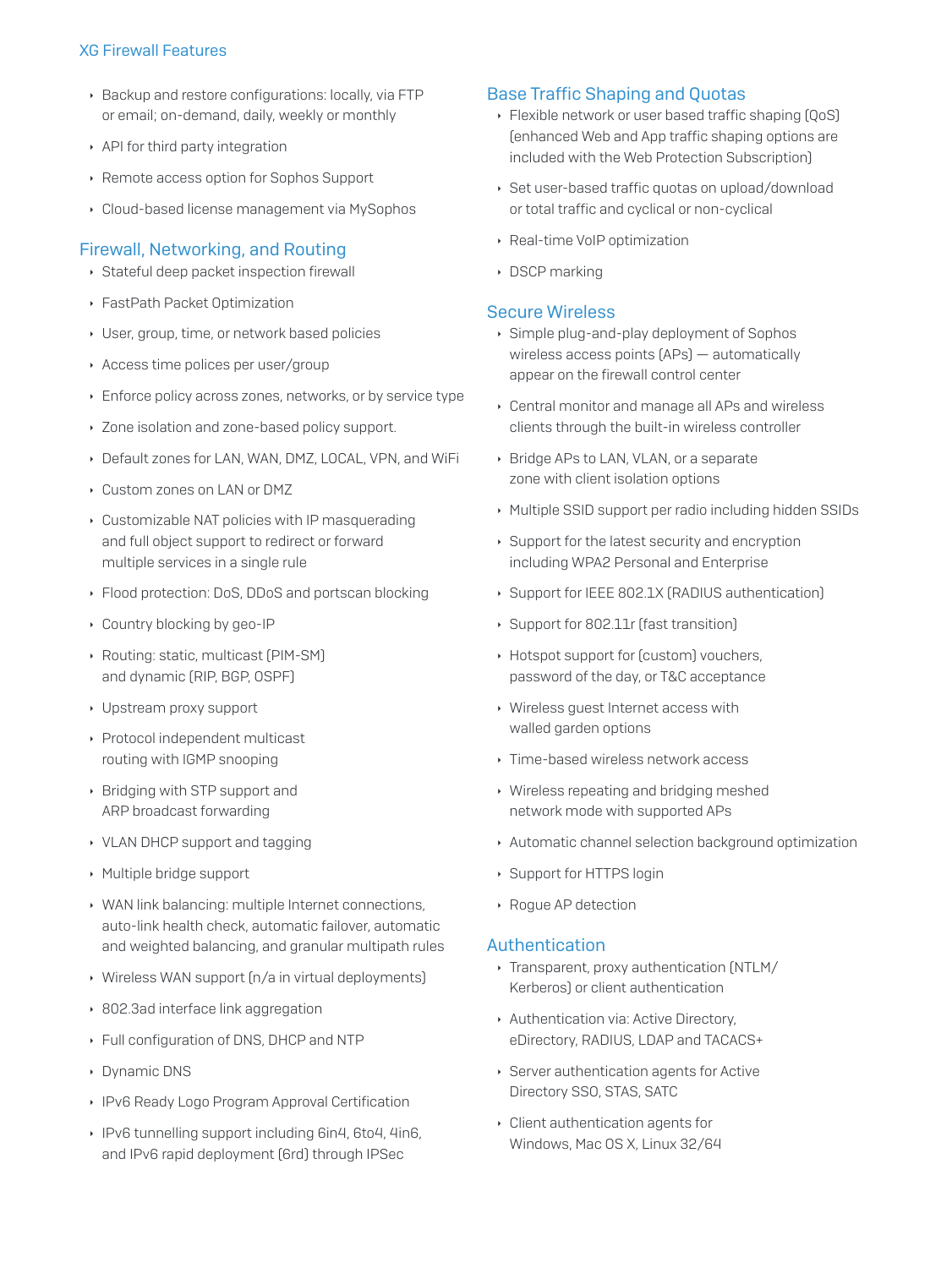## XG Firewall Features

- Backup and restore configurations: locally, via FTP or email; on-demand, daily, weekly or monthly
- API for third party integration
- Remote access option for Sophos Support
- Cloud-based license management via MySophos

## Firewall, Networking, and Routing

- Stateful deep packet inspection firewall
- FastPath Packet Optimization
- User, group, time, or network based policies
- Access time polices per user/group
- Enforce policy across zones, networks, or by service type
- Zone isolation and zone-based policy support.
- Default zones for LAN, WAN, DMZ, LOCAL, VPN, and WiFi
- Custom zones on LAN or DMZ
- Customizable NAT policies with IP masquerading and full object support to redirect or forward multiple services in a single rule
- Flood protection: DoS, DDoS and portscan blocking
- Country blocking by geo-IP
- Routing: static, multicast (PIM-SM) and dynamic (RIP, BGP, OSPF)
- Upstream proxy support
- Protocol independent multicast routing with IGMP snooping
- Bridging with STP support and ARP broadcast forwarding
- VLAN DHCP support and tagging
- Multiple bridge support
- WAN link balancing: multiple Internet connections, auto-link health check, automatic failover, automatic and weighted balancing, and granular multipath rules
- Wireless WAN support (n/a in virtual deployments)
- 802.3ad interface link aggregation
- Full configuration of DNS, DHCP and NTP
- Dynamic DNS
- IPv6 Ready Logo Program Approval Certification
- IPv6 tunnelling support including 6in4, 6to4, 4in6, and IPv6 rapid deployment (6rd) through IPSec

## Base Traffic Shaping and Quotas

- Flexible network or user based traffic shaping (QoS) (enhanced Web and App traffic shaping options are included with the Web Protection Subscription)
- Set user-based traffic quotas on upload/download or total traffic and cyclical or non-cyclical
- Real-time VoIP optimization
- DSCP marking

## Secure Wireless

- Simple plug-and-play deployment of Sophos wireless access points (APs) — automatically appear on the firewall control center
- Central monitor and manage all APs and wireless clients through the built-in wireless controller
- Bridge APs to LAN, VLAN, or a separate zone with client isolation options
- Multiple SSID support per radio including hidden SSIDs
- Support for the latest security and encryption including WPA2 Personal and Enterprise
- Support for IEEE 802.1X (RADIUS authentication)
- Support for 802.11r (fast transition)
- Hotspot support for (custom) vouchers, password of the day, or T&C acceptance
- Wireless guest Internet access with walled garden options
- Time-based wireless network access
- Wireless repeating and bridging meshed network mode with supported APs
- Automatic channel selection background optimization
- Support for HTTPS login
- Rogue AP detection

## Authentication

- Transparent, proxy authentication (NTLM/ Kerberos) or client authentication
- Authentication via: Active Directory, eDirectory, RADIUS, LDAP and TACACS+
- Server authentication agents for Active Directory SSO, STAS, SATC
- Client authentication agents for Windows, Mac OS X, Linux 32/64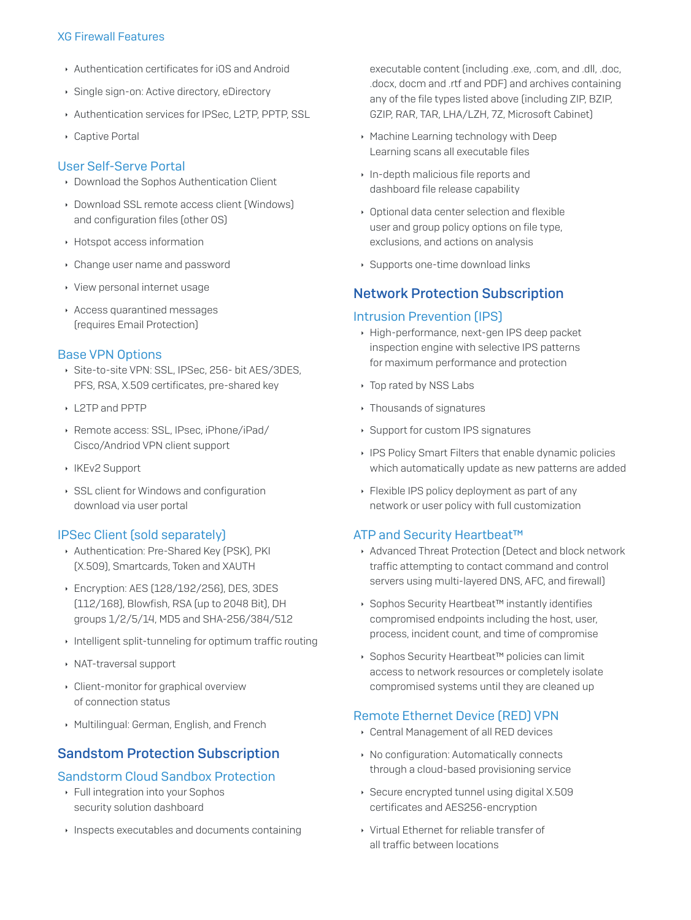### XG Firewall Features

- Authentication certificates for iOS and Android
- Single sign-on: Active directory, eDirectory
- Authentication services for IPSec, L2TP, PPTP, SSL
- Captive Portal

### User Self-Serve Portal

- Download the Sophos Authentication Client
- Download SSL remote access client (Windows) and configuration files (other OS)
- Hotspot access information
- Change user name and password
- View personal internet usage
- Access quarantined messages (requires Email Protection)

### Base VPN Options

- Site-to-site VPN: SSL, IPSec, 256- bit AES/3DES, PFS, RSA, X.509 certificates, pre-shared key
- L2TP and PPTP
- Remote access: SSL, IPsec, iPhone/iPad/ Cisco/Andriod VPN client support
- IKEv2 Support
- SSL client for Windows and configuration download via user portal

### IPSec Client (sold separately)

- Authentication: Pre-Shared Key (PSK), PKI (X.509), Smartcards, Token and XAUTH
- Encryption: AES (128/192/256), DES, 3DES (112/168), Blowfish, RSA (up to 2048 Bit), DH groups 1/2/5/14, MD5 and SHA-256/384/512
- Intelligent split-tunneling for optimum traffic routing
- NAT-traversal support
- Client-monitor for graphical overview of connection status
- Multilingual: German, English, and French

## Sandstom Protection Subscription

### Sandstorm Cloud Sandbox Protection

- Full integration into your Sophos security solution dashboard
- Inspects executables and documents containing executable content (including .exe, .com, and .dll, .doc, .docx, docm and .rtf and PDF) and archives containing any of the file types listed above (including ZIP, BZIP, GZIP, RAR, TAR, LHA/LZH, 7Z, Microsoft Cabinet)
- Machine Learning technology with Deep Learning scans all executable files
- In-depth malicious file reports and dashboard file release capability
- Optional data center selection and flexible user and group policy options on file type, exclusions, and actions on analysis
- Supports one-time download links

## Network Protection Subscription

### Intrusion Prevention (IPS)

- High-performance, next-gen IPS deep packet inspection engine with selective IPS patterns for maximum performance and protection
- Top rated by NSS Labs
- Thousands of signatures
- Support for custom IPS signatures
- IPS Policy Smart Filters that enable dynamic policies which automatically update as new patterns are added
- Flexible IPS policy deployment as part of any network or user policy with full customization

### ATP and Security Heartbeat™

- Advanced Threat Protection (Detect and block network traffic attempting to contact command and control servers using multi-layered DNS, AFC, and firewall)
- Sophos Security Heartbeat™ instantly identifies compromised endpoints including the host, user, process, incident count, and time of compromise
- Sophos Security Heartbeat™ policies can limit access to network resources or completely isolate compromised systems until they are cleaned up

### Remote Ethernet Device (RED) VPN

- Central Management of all RED devices
- No configuration: Automatically connects through a cloud-based provisioning service
- Secure encrypted tunnel using digital X.509 certificates and AES256-encryption
- Virtual Ethernet for reliable transfer of all traffic between locations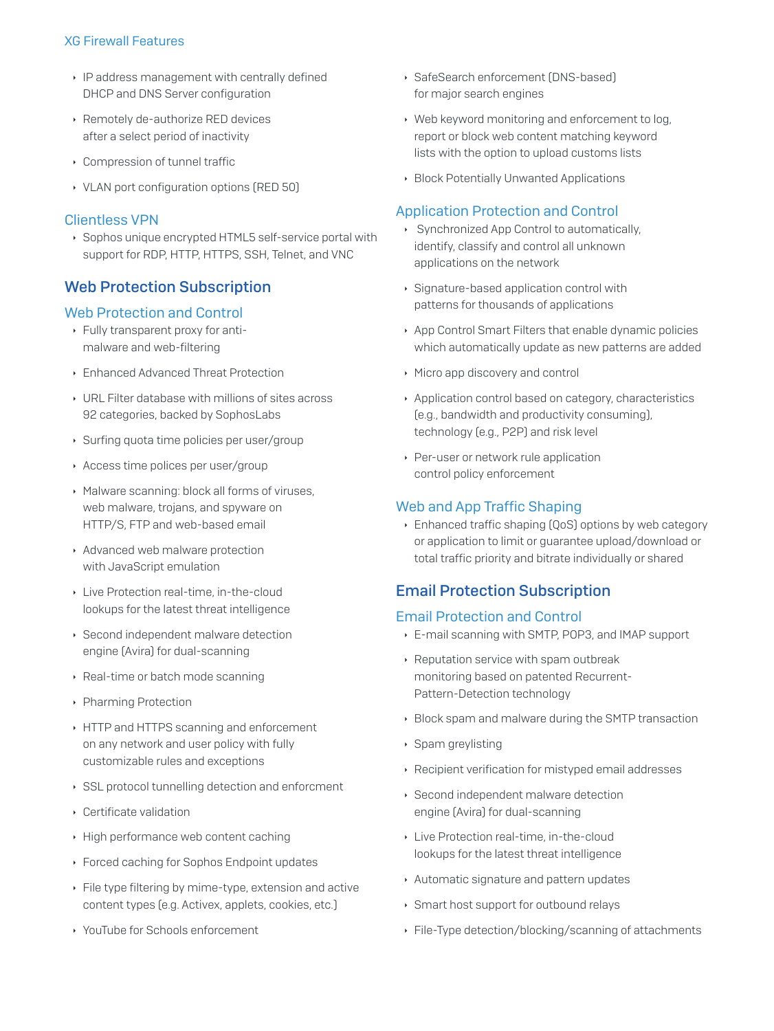- IP address management with centrally defined DHCP and DNS Server configuration
- Remotely de-authorize RED devices after a select period of inactivity
- Compression of tunnel traffic
- VLAN port configuration options (RED 50)

### Clientless VPN

- Sophos unique encrypted HTML5 self-service portal with support for RDP, HTTP, HTTPS, SSH, Telnet, and VNC

## Web Protection Subscription

### Web Protection and Control

- Fully transparent proxy for anti-malware and web-filtering
- Enhanced Advanced Threat Protection
- URL Filter database with millions of sites across 92 categories, backed by SophosLabs
- Surfing quota time policies per user/group
- Access time polices per user/group
- Malware scanning: block all forms of viruses, web malware, trojans, and spyware on HTTP/S, FTP and web-based email
- Advanced web malware protection with JavaScript emulation
- Live Protection real-time, in-the-cloud lookups for the latest threat intelligence
- Second independent malware detection engine (Avira) for dual-scanning
- Real-time or batch mode scanning
- Pharming Protection
- HTTP and HTTPS scanning and enforcement on any network and user policy with fully customizable rules and exceptions
- SSL protocol tunnelling detection and enforcment
- Certificate validation
- High performance web content caching
- Forced caching for Sophos Endpoint updates
- File type filtering by mime-type, extension and active content types (e.g. Activex, applets, cookies, etc.)
- YouTube for Schools enforcement
- SafeSearch enforcement (DNS-based) for major search engines
- Web keyword monitoring and enforcement to log, report or block web content matching keyword lists with the option to upload customs lists
- Block Potentially Unwanted Applications

### Application Protection and Control

- Synchronized App Control to automatically, identify, classify and control all unknown applications on the network
- Signature-based application control with patterns for thousands of applications
- App Control Smart Filters that enable dynamic policies which automatically update as new patterns are added
- Micro app discovery and control
- Application control based on category, characteristics (e.g., bandwidth and productivity consuming), technology (e.g., P2P) and risk level
- Per-user or network rule application control policy enforcement

### Web and App Traffic Shaping

- Enhanced traffic shaping (QoS) options by web category or application to limit or guarantee upload/download or total traffic priority and bitrate individually or shared

## Email Protection Subscription

### Email Protection and Control

- E-mail scanning with SMTP, POP3, and IMAP support
- Reputation service with spam outbreak monitoring based on patented Recurrent-Pattern-Detection technology
- Block spam and malware during the SMTP transaction
- Spam greylisting
- Recipient verification for mistyped email addresses
- Second independent malware detection engine (Avira) for dual-scanning
- Live Protection real-time, in-the-cloud lookups for the latest threat intelligence
- Automatic signature and pattern updates
- Smart host support for outbound relays
- File-Type detection/blocking/scanning of attachments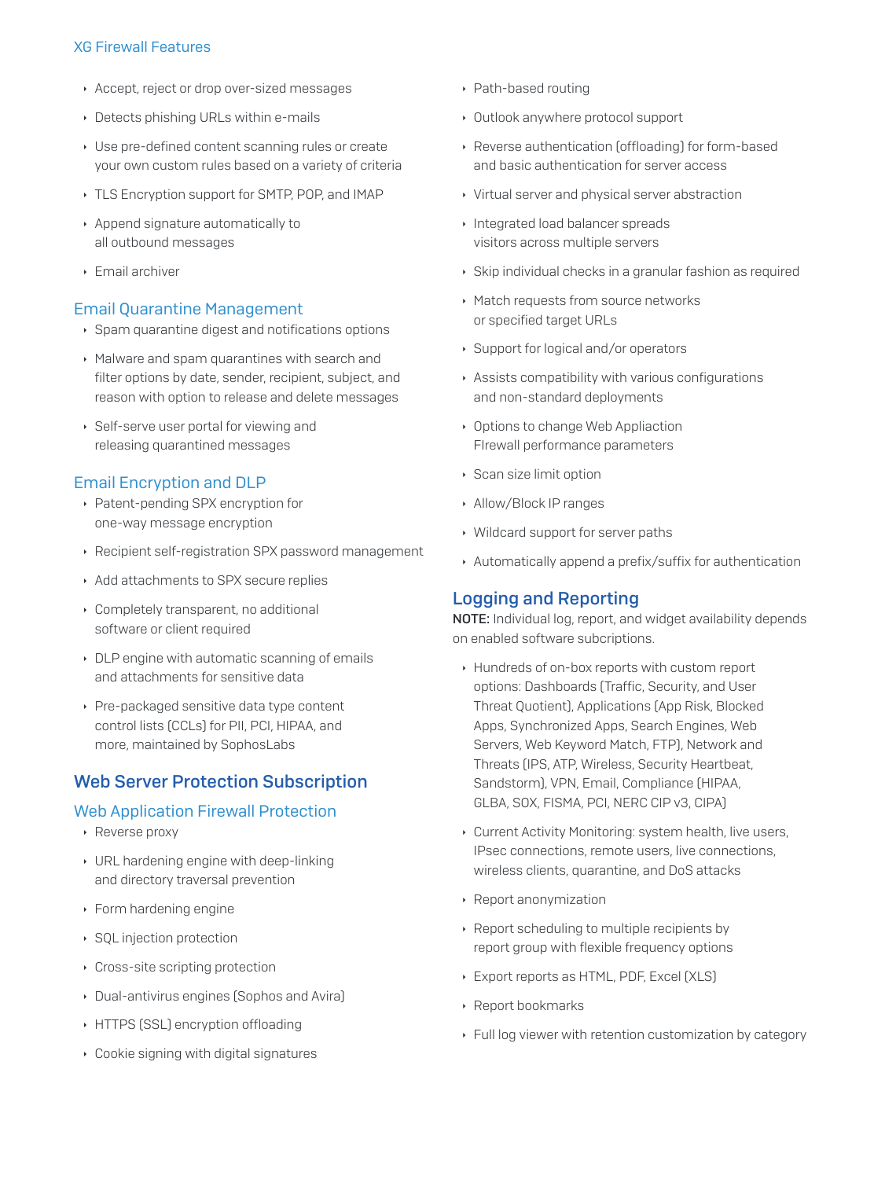### XG Firewall Features

- Accept, reject or drop over-sized messages
- Detects phishing URLs within e-mails
- Use pre-defined content scanning rules or create your own custom rules based on a variety of criteria
- TLS Encryption support for SMTP, POP, and IMAP
- Append signature automatically to all outbound messages
- Email archiver

### Email Quarantine Management

- Spam quarantine digest and notifications options
- Malware and spam quarantines with search and filter options by date, sender, recipient, subject, and reason with option to release and delete messages
- Self-serve user portal for viewing and releasing quarantined messages

### Email Encryption and DLP

- Patent-pending SPX encryption for one-way message encryption
- Recipient self-registration SPX password management
- Add attachments to SPX secure replies
- Completely transparent, no additional software or client required
- DLP engine with automatic scanning of emails and attachments for sensitive data
- Pre-packaged sensitive data type content control lists (CCLs) for PII, PCI, HIPAA, and more, maintained by SophosLabs

## Web Server Protection Subscription

### Web Application Firewall Protection

- Reverse proxy
- URL hardening engine with deep-linking and directory traversal prevention
- Form hardening engine
- SQL injection protection
- Cross-site scripting protection
- Dual-antivirus engines (Sophos and Avira)
- HTTPS (SSL) encryption offloading
- Cookie signing with digital signatures
- Path-based routing
- Outlook anywhere protocol support
- Reverse authentication (offloading) for form-based and basic authentication for server access
- Virtual server and physical server abstraction
- Integrated load balancer spreads visitors across multiple servers
- Skip individual checks in a granular fashion as required
- Match requests from source networks or specified target URLs
- Support for logical and/or operators
- Assists compatibility with various configurations and non-standard deployments
- Options to change Web Appliaction FIrewall performance parameters
- Scan size limit option
- Allow/Block IP ranges
- Wildcard support for server paths
- Automatically append a prefix/suffix for authentication

## Logging and Reporting

**NOTE:** Individual log, report, and widget availability depends on enabled software subcriptions.

- Hundreds of on-box reports with custom report options: Dashboards (Traffic, Security, and User Threat Quotient), Applications (App Risk, Blocked Apps, Synchronized Apps, Search Engines, Web Servers, Web Keyword Match, FTP), Network and Threats (IPS, ATP, Wireless, Security Heartbeat, Sandstorm), VPN, Email, Compliance (HIPAA, GLBA, SOX, FISMA, PCI, NERC CIP v3, CIPA)
- Current Activity Monitoring: system health, live users, IPsec connections, remote users, live connections, wireless clients, quarantine, and DoS attacks
- Report anonymization
- Report scheduling to multiple recipients by report group with flexible frequency options
- Export reports as HTML, PDF, Excel (XLS)
- Report bookmarks
- Full log viewer with retention customization by category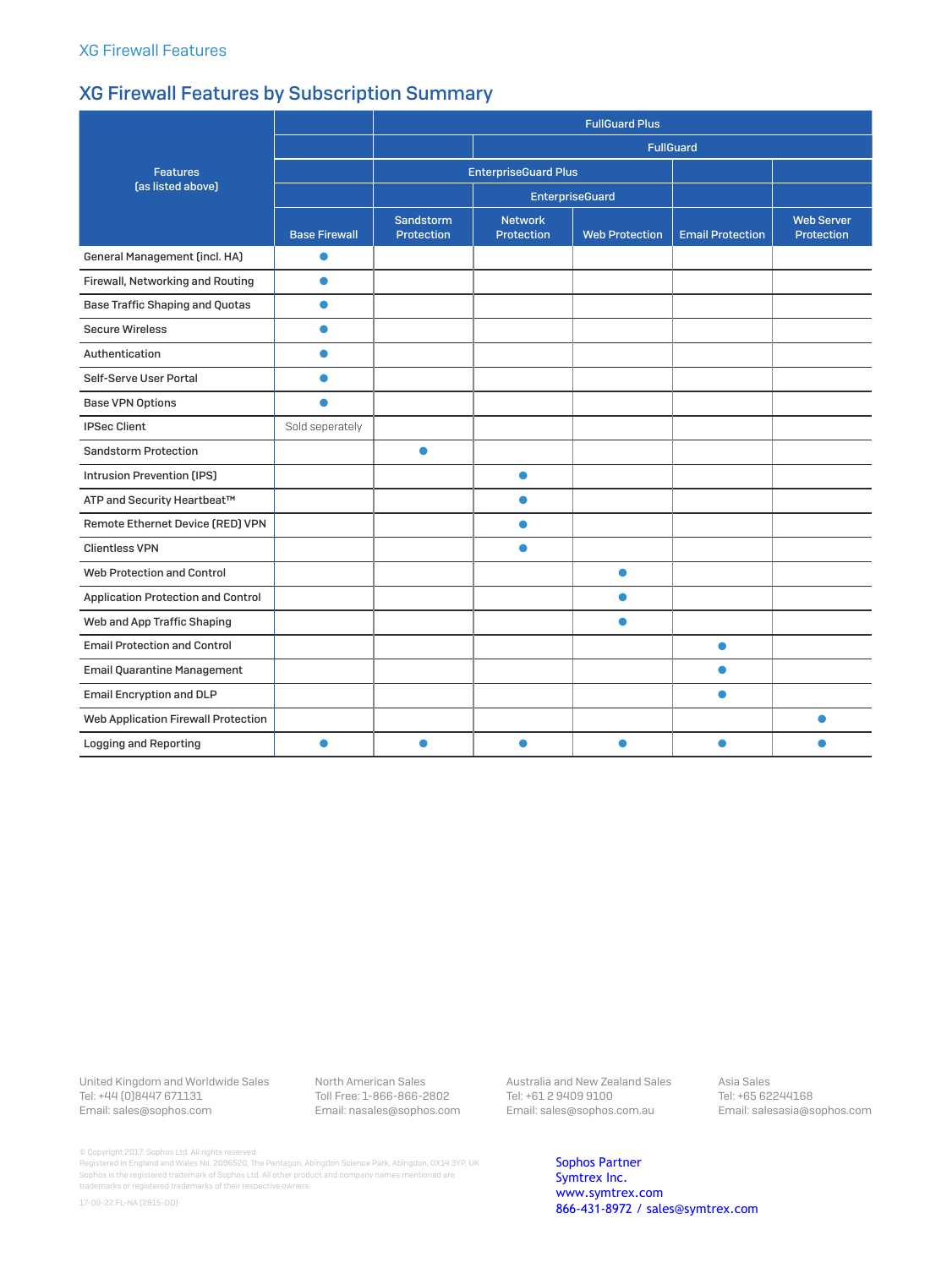XG Firewall Features

## XG Firewall Features by Subscription Summary

| Features (as listed above) | | FullGuard Plus | | | | |
|---|---|---|---|---|---|---|
| | | | FullGuard | | | |
| | | EnterpriseGuard Plus | | | | |
| | | | EnterpriseGuard | | | |
| | Base Firewall | Sandstorm Protection | Network Protection | Web Protection | Email Protection | Web Server Protection |
| General Management (incl. HA) | ● | | | | | |
| Firewall, Networking and Routing | ● | | | | | |
| Base Traffic Shaping and Quotas | ● | | | | | |
| Secure Wireless | ● | | | | | |
| Authentication | ● | | | | | |
| Self-Serve User Portal | ● | | | | | |
| Base VPN Options | ● | | | | | |
| IPSec Client | Sold seperately | | | | | |
| Sandstorm Protection | | ● | | | | |
| Intrusion Prevention (IPS) | | | ● | | | |
| ATP and Security Heartbeat™ | | | ● | | | |
| Remote Ethernet Device (RED) VPN | | | ● | | | |
| Clientless VPN | | | ● | | | |
| Web Protection and Control | | | | ● | | |
| Application Protection and Control | | | | ● | | |
| Web and App Traffic Shaping | | | | ● | | |
| Email Protection and Control | | | | | ● | |
| Email Quarantine Management | | | | | ● | |
| Email Encryption and DLP | | | | | ● | |
| Web Application Firewall Protection | | | | | | ● |
| Logging and Reporting | ● | ● | ● | ● | ● | ● |

United Kingdom and Worldwide Sales
Tel: +44 (0)8447 671131
Email: sales@sophos.com

North American Sales
Toll Free: 1-866-866-2802
Email: nasales@sophos.com

Australia and New Zealand Sales
Tel: +61 2 9409 9100
Email: sales@sophos.com.au

Asia Sales
Tel: +65 62244168
Email: salesasia@sophos.com

© Copyright 2017. Sophos Ltd. All rights reserved.
Registered in England and Wales No. 2096520, The Pentagon, Abingdon Science Park, Abingdon, OX14 3YP, UK
Sophos is the registered trademark of Sophos Ltd. All other product and company names mentioned are trademarks or registered trademarks of their respective owners.

17-09-22 FL-NA (2815-DD)

Sophos Partner
Symtrex Inc.
www.symtrex.com
866-431-8972 / sales@symtrex.com